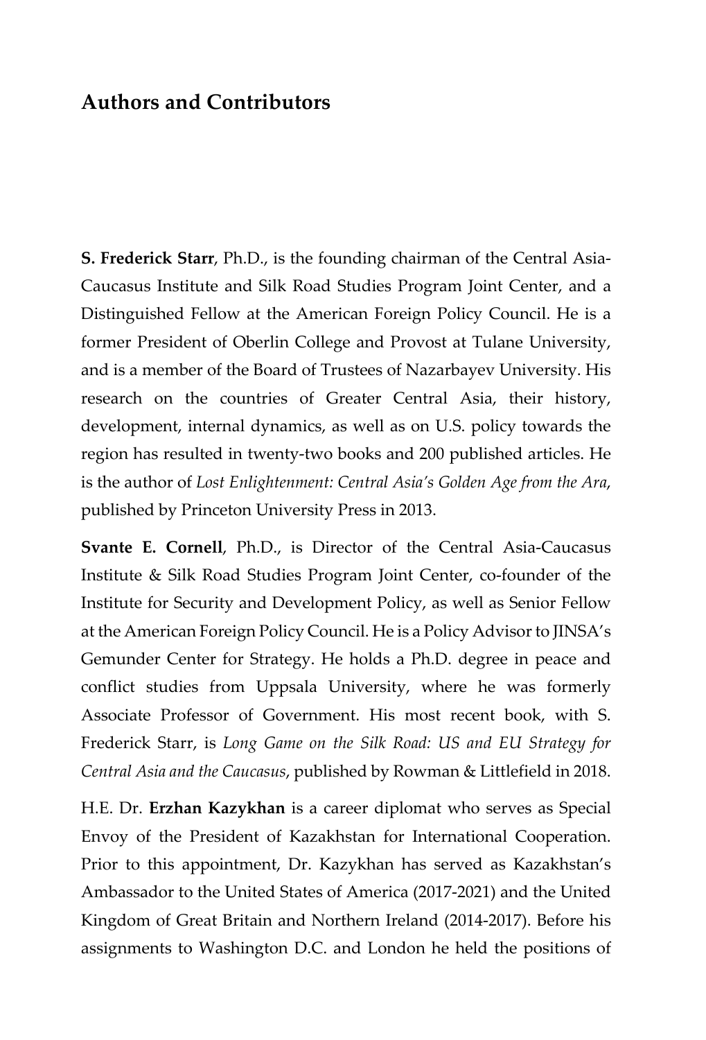## Authors and Contributors

**S. Frederick Starr**, Ph.D., is the founding chairman of the Central Asia-Caucasus Institute and Silk Road Studies Program Joint Center, and a Distinguished Fellow at the American Foreign Policy Council. He is a former President of Oberlin College and Provost at Tulane University, and is a member of the Board of Trustees of Nazarbayev University. His research on the countries of Greater Central Asia, their history, development, internal dynamics, as well as on U.S. policy towards the region has resulted in twenty-two books and 200 published articles. He is the author of *Lost Enlightenment: Central Asia's Golden Age from the Ara*, published by Princeton University Press in 2013.

**Svante E. Cornell**, Ph.D., is Director of the Central Asia-Caucasus Institute & Silk Road Studies Program Joint Center, co-founder of the Institute for Security and Development Policy, as well as Senior Fellow at the American Foreign Policy Council. He is a Policy Advisor to JINSA's Gemunder Center for Strategy. He holds a Ph.D. degree in peace and conflict studies from Uppsala University, where he was formerly Associate Professor of Government. His most recent book, with S. Frederick Starr, is *Long Game on the Silk Road: US and EU Strategy for Central Asia and the Caucasus*, published by Rowman & Littlefield in 2018.

H.E. Dr. **Erzhan Kazykhan** is a career diplomat who serves as Special Envoy of the President of Kazakhstan for International Cooperation. Prior to this appointment, Dr. Kazykhan has served as Kazakhstan's Ambassador to the United States of America (2017-2021) and the United Kingdom of Great Britain and Northern Ireland (2014-2017). Before his assignments to Washington D.C. and London he held the positions of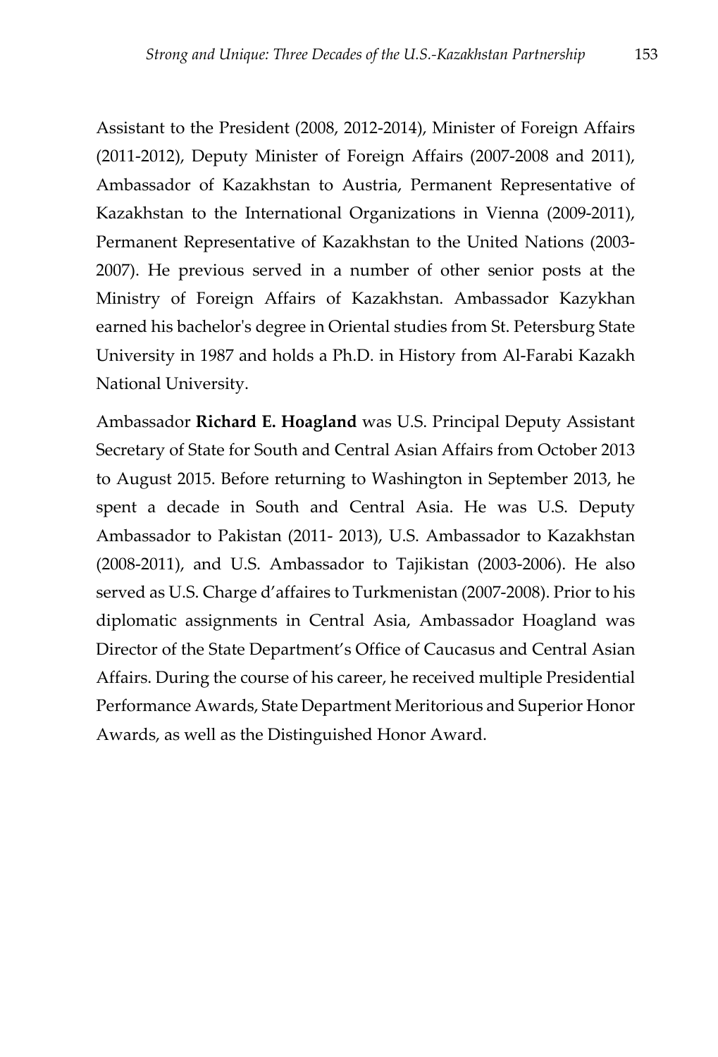Assistant to the President (2008, 2012-2014), Minister of Foreign Affairs (2011-2012), Deputy Minister of Foreign Affairs (2007-2008 and 2011), Ambassador of Kazakhstan to Austria, Permanent Representative of Kazakhstan to the International Organizations in Vienna (2009-2011), Permanent Representative of Kazakhstan to the United Nations (2003-2007). He previous served in a number of other senior posts at the Ministry of Foreign Affairs of Kazakhstan. Ambassador Kazykhan earned his bachelor's degree in Oriental studies from St. Petersburg State University in 1987 and holds a Ph.D. in History from Al-Farabi Kazakh National University.

Ambassador **Richard E. Hoagland** was U.S. Principal Deputy Assistant Secretary of State for South and Central Asian Affairs from October 2013 to August 2015. Before returning to Washington in September 2013, he spent a decade in South and Central Asia. He was U.S. Deputy Ambassador to Pakistan (2011- 2013), U.S. Ambassador to Kazakhstan (2008-2011), and U.S. Ambassador to Tajikistan (2003-2006). He also served as U.S. Charge d'affaires to Turkmenistan (2007-2008). Prior to his diplomatic assignments in Central Asia, Ambassador Hoagland was Director of the State Department's Office of Caucasus and Central Asian Affairs. During the course of his career, he received multiple Presidential Performance Awards, State Department Meritorious and Superior Honor Awards, as well as the Distinguished Honor Award.